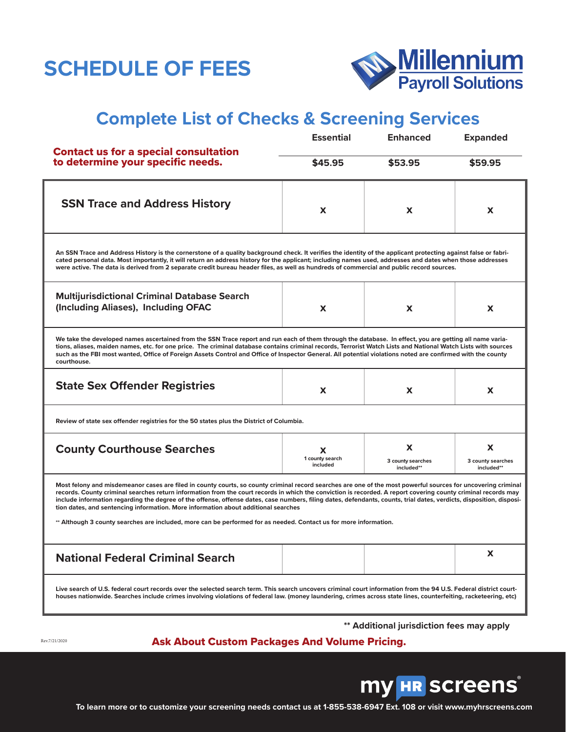# SCHEDULE OF FEES

Millennium Payroll Solutions

## Complete List of Checks & Screening Services

**Contact us for a special consultation to determine your specific needs.**

| | Essential | Enhanced | Expanded |
|---|---|---|---|
| | **$45.95** | **$53.95** | **$59.95** |
| **SSN Trace and Address History** | X | X | X |
| **Multijurisdictional Criminal Database Search (Including Aliases), Including OFAC** | X | X | X |
| **State Sex Offender Registries** | X | X | X |
| **County Courthouse Searches** | X 1 county search included | X 3 county searches included** | X 3 county searches included** |
| **National Federal Criminal Search** | | | X |

**SSN Trace and Address History:** An SSN Trace and Address History is the cornerstone of a quality background check. It verifies the identity of the applicant protecting against false or fabricated personal data. Most importantly, it will return an address history for the applicant; including names used, addresses and dates when those addresses were active. The data is derived from 2 separate credit bureau header files, as well as hundreds of commercial and public record sources.

**Multijurisdictional Criminal Database Search (Including Aliases), Including OFAC:** We take the developed names ascertained from the SSN Trace report and run each of them through the database. In effect, you are getting all name variations, aliases, maiden names, etc. for one price. The criminal database contains criminal records, Terrorist Watch Lists and National Watch Lists with sources such as the FBI most wanted, Office of Foreign Assets Control and Office of Inspector General. All potential violations noted are confirmed with the county courthouse.

**State Sex Offender Registries:** Review of state sex offender registries for the 50 states plus the District of Columbia.

**County Courthouse Searches:** Most felony and misdemeanor cases are filed in county courts, so county criminal record searches are one of the most powerful sources for uncovering criminal records. County criminal searches return information from the court records in which the conviction is recorded. A report covering county criminal records may include information regarding the degree of the offense, offense dates, case numbers, filing dates, defendants, counts, trial dates, verdicts, disposition, disposition dates, and sentencing information. More information about additional searches

** Although 3 county searches are included, more can be performed for as needed. Contact us for more information.

**National Federal Criminal Search:** Live search of U.S. federal court records over the selected search term. This search uncovers criminal court information from the 94 U.S. Federal district courthouses nationwide. Searches include crimes involving violations of federal law. (money laundering, crimes across state lines, counterfeiting, racketeering, etc)

** Additional jurisdiction fees may apply

Rev.7/21/2020

**Ask About Custom Packages And Volume Pricing.**

my HR screens®

To learn more or to customize your screening needs contact us at 1-855-538-6947 Ext. 108 or visit www.myhrscreens.com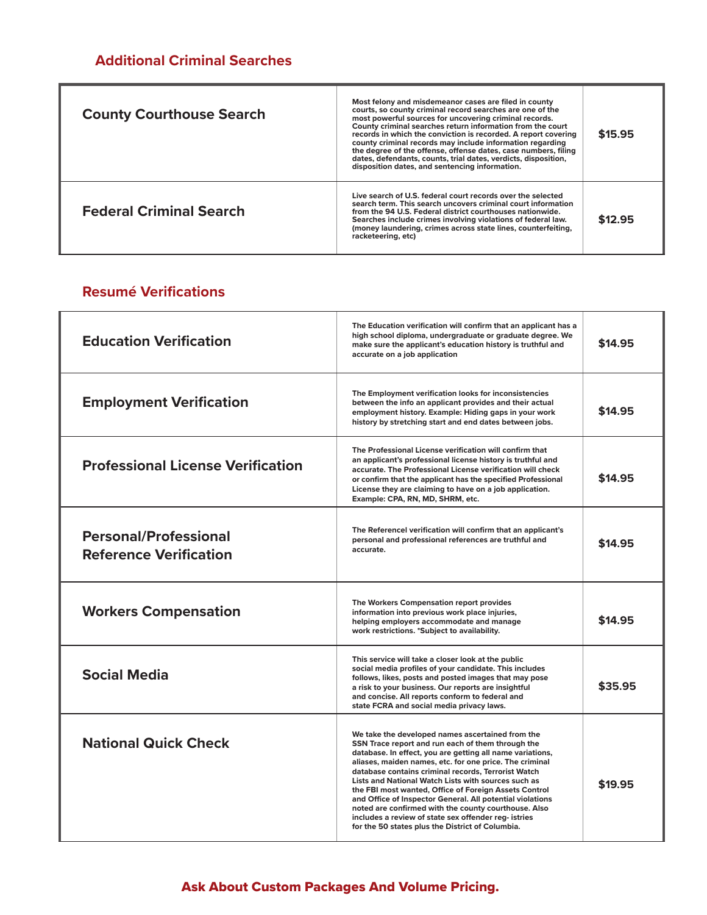## Additional Criminal Searches

| | | |
|---|---|---|
| **County Courthouse Search** | Most felony and misdemeanor cases are filed in county courts, so county criminal record searches are one of the most powerful sources for uncovering criminal records. County criminal searches return information from the court records in which the conviction is recorded. A report covering county criminal records may include information regarding the degree of the offense, offense dates, case numbers, filing dates, defendants, counts, trial dates, verdicts, disposition, disposition dates, and sentencing information. | $15.95 |
| **Federal Criminal Search** | Live search of U.S. federal court records over the selected search term. This search uncovers criminal court information from the 94 U.S. Federal district courthouses nationwide. Searches include crimes involving violations of federal law. (money laundering, crimes across state lines, counterfeiting, racketeering, etc) | $12.95 |

## Resumé Verifications

| | | |
|---|---|---|
| **Education Verification** | The Education verification will confirm that an applicant has a high school diploma, undergraduate or graduate degree. We make sure the applicant's education history is truthful and accurate on a job application | $14.95 |
| **Employment Verification** | The Employment verification looks for inconsistencies between the info an applicant provides and their actual employment history. Example: Hiding gaps in your work history by stretching start and end dates between jobs. | $14.95 |
| **Professional License Verification** | The Professional License verification will confirm that an applicant's professional license history is truthful and accurate. The Professional License verification will check or confirm that the applicant has the specified Professional License they are claiming to have on a job application. Example: CPA, RN, MD, SHRM, etc. | $14.95 |
| **Personal/Professional Reference Verification** | The Referencel verification will confirm that an applicant's personal and professional references are truthful and accurate. | $14.95 |
| **Workers Compensation** | The Workers Compensation report provides information into previous work place injuries, helping employers accommodate and manage work restrictions. *Subject to availability. | $14.95 |
| **Social Media** | This service will take a closer look at the public social media profiles of your candidate. This includes follows, likes, posts and posted images that may pose a risk to your business. Our reports are insightful and concise. All reports conform to federal and state FCRA and social media privacy laws. | $35.95 |
| **National Quick Check** | We take the developed names ascertained from the SSN Trace report and run each of them through the database. In effect, you are getting all name variations, aliases, maiden names, etc. for one price. The criminal database contains criminal records, Terrorist Watch Lists and National Watch Lists with sources such as the FBI most wanted, Office of Foreign Assets Control and Office of Inspector General. All potential violations noted are confirmed with the county courthouse. Also includes a review of state sex offender reg- istries for the 50 states plus the District of Columbia. | $19.95 |

**Ask About Custom Packages And Volume Pricing.**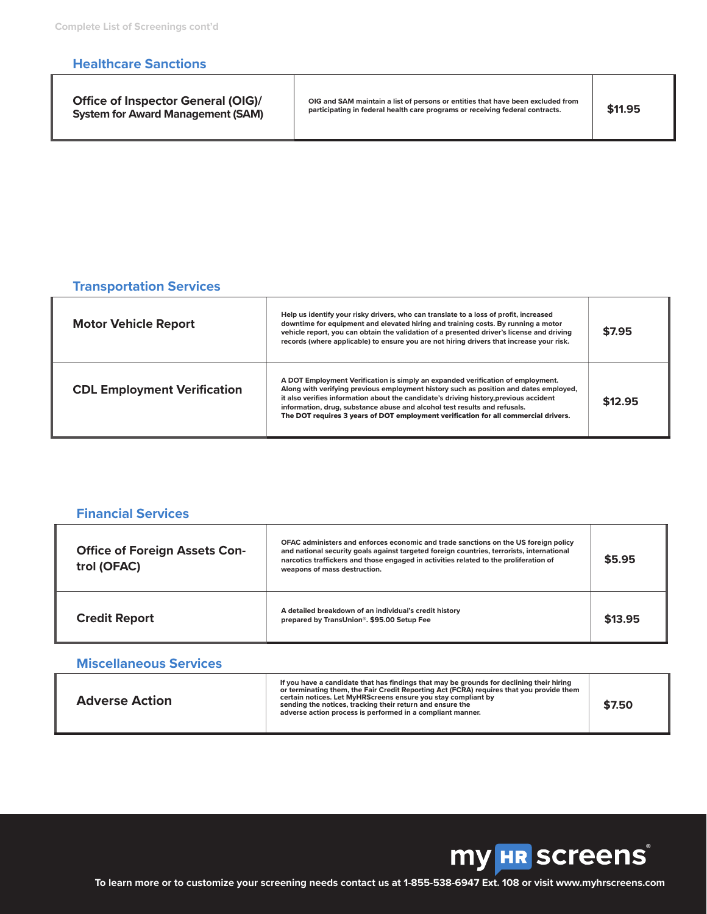Complete List of Screenings cont'd

## Healthcare Sanctions

| | | |
|---|---|---|
| **Office of Inspector General (OIG)/ System for Award Management (SAM)** | OIG and SAM maintain a list of persons or entities that have been excluded from participating in federal health care programs or receiving federal contracts. | **$11.95** |

## Transportation Services

| | | |
|---|---|---|
| **Motor Vehicle Report** | Help us identify your risky drivers, who can translate to a loss of profit, increased downtime for equipment and elevated hiring and training costs. By running a motor vehicle report, you can obtain the validation of a presented driver's license and driving records (where applicable) to ensure you are not hiring drivers that increase your risk. | **$7.95** |
| **CDL Employment Verification** | A DOT Employment Verification is simply an expanded verification of employment. Along with verifying previous employment history such as position and dates employed, it also verifies information about the candidate's driving history,previous accident information, drug, substance abuse and alcohol test results and refusals. The DOT requires 3 years of DOT employment verification for all commercial drivers. | **$12.95** |

## Financial Services

| | | |
|---|---|---|
| **Office of Foreign Assets Control (OFAC)** | OFAC administers and enforces economic and trade sanctions on the US foreign policy and national security goals against targeted foreign countries, terrorists, international narcotics traffickers and those engaged in activities related to the proliferation of weapons of mass destruction. | **$5.95** |
| **Credit Report** | A detailed breakdown of an individual's credit history prepared by TransUnion®. $95.00 Setup Fee | **$13.95** |

## Miscellaneous Services

| | | |
|---|---|---|
| **Adverse Action** | If you have a candidate that has findings that may be grounds for declining their hiring or terminating them, the Fair Credit Reporting Act (FCRA) requires that you provide them certain notices. Let MyHRScreens ensure you stay compliant by sending the notices, tracking their return and ensure the adverse action process is performed in a compliant manner. | **$7.50** |

myHRscreens®

**To learn more or to customize your screening needs contact us at 1-855-538-6947 Ext. 108 or visit www.myhrscreens.com**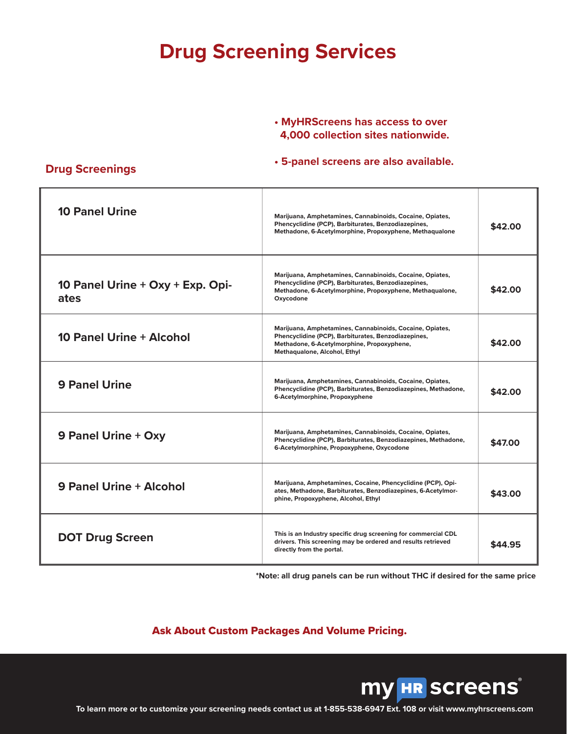# Drug Screening Services

- MyHRScreens has access to over 4,000 collection sites nationwide.
- 5-panel screens are also available.

## Drug Screenings

| | | |
|---|---|---|
| **10 Panel Urine** | Marijuana, Amphetamines, Cannabinoids, Cocaine, Opiates, Phencyclidine (PCP), Barbiturates, Benzodiazepines, Methadone, 6-Acetylmorphine, Propoxyphene, Methaqualone | **$42.00** |
| **10 Panel Urine + Oxy + Exp. Opiates** | Marijuana, Amphetamines, Cannabinoids, Cocaine, Opiates, Phencyclidine (PCP), Barbiturates, Benzodiazepines, Methadone, 6-Acetylmorphine, Propoxyphene, Methaqualone, Oxycodone | **$42.00** |
| **10 Panel Urine + Alcohol** | Marijuana, Amphetamines, Cannabinoids, Cocaine, Opiates, Phencyclidine (PCP), Barbiturates, Benzodiazepines, Methadone, 6-Acetylmorphine, Propoxyphene, Methaqualone, Alcohol, Ethyl | **$42.00** |
| **9 Panel Urine** | Marijuana, Amphetamines, Cannabinoids, Cocaine, Opiates, Phencyclidine (PCP), Barbiturates, Benzodiazepines, Methadone, 6-Acetylmorphine, Propoxyphene | **$42.00** |
| **9 Panel Urine + Oxy** | Marijuana, Amphetamines, Cannabinoids, Cocaine, Opiates, Phencyclidine (PCP), Barbiturates, Benzodiazepines, Methadone, 6-Acetylmorphine, Propoxyphene, Oxycodone | **$47.00** |
| **9 Panel Urine + Alcohol** | Marijuana, Amphetamines, Cocaine, Phencyclidine (PCP), Opiates, Methadone, Barbiturates, Benzodiazepines, 6-Acetylmorphine, Propoxyphene, Alcohol, Ethyl | **$43.00** |
| **DOT Drug Screen** | This is an Industry specific drug screening for commercial CDL drivers. This screening may be ordered and results retrieved directly from the portal. | **$44.95** |

***Note: all drug panels can be run without THC if desired for the same price**

**Ask About Custom Packages And Volume Pricing.**

my HR screens®

To learn more or to customize your screening needs contact us at 1-855-538-6947 Ext. 108 or visit www.myhrscreens.com